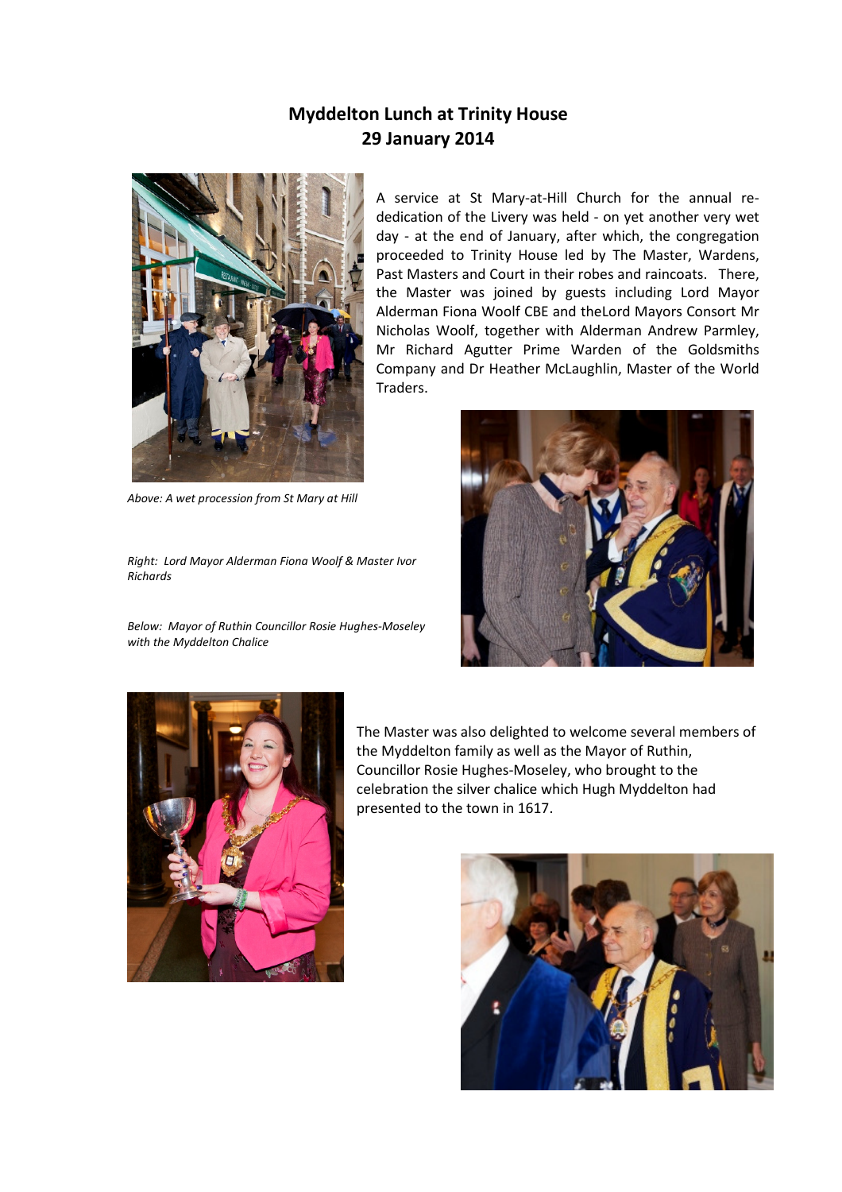# Myddelton Lunch at Trinity House
## 29 January 2014

A service at St Mary-at-Hill Church for the annual re-dedication of the Livery was held - on yet another very wet day - at the end of January, after which, the congregation proceeded to Trinity House led by The Master, Wardens, Past Masters and Court in their robes and raincoats. There, the Master was joined by guests including Lord Mayor Alderman Fiona Woolf CBE and theLord Mayors Consort Mr Nicholas Woolf, together with Alderman Andrew Parmley, Mr Richard Agutter Prime Warden of the Goldsmiths Company and Dr Heather McLaughlin, Master of the World Traders.

*Above: A wet procession from St Mary at Hill*

*Right: Lord Mayor Alderman Fiona Woolf & Master Ivor Richards*

*Below: Mayor of Ruthin Councillor Rosie Hughes-Moseley with the Myddelton Chalice*

The Master was also delighted to welcome several members of the Myddelton family as well as the Mayor of Ruthin, Councillor Rosie Hughes-Moseley, who brought to the celebration the silver chalice which Hugh Myddelton had presented to the town in 1617.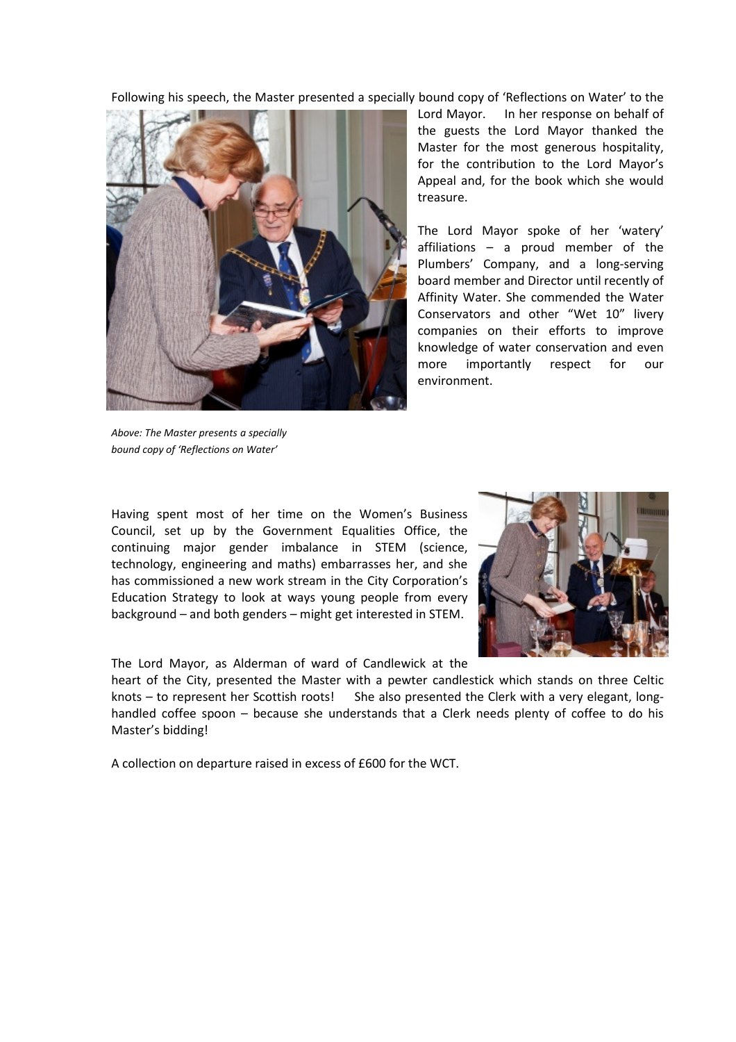Following his speech, the Master presented a specially bound copy of 'Reflections on Water' to the Lord Mayor. In her response on behalf of the guests the Lord Mayor thanked the Master for the most generous hospitality, for the contribution to the Lord Mayor's Appeal and, for the book which she would treasure.

The Lord Mayor spoke of her 'watery' affiliations – a proud member of the Plumbers' Company, and a long-serving board member and Director until recently of Affinity Water. She commended the Water Conservators and other "Wet 10" livery companies on their efforts to improve knowledge of water conservation and even more importantly respect for our environment.

*Above: The Master presents a specially bound copy of 'Reflections on Water'*

Having spent most of her time on the Women's Business Council, set up by the Government Equalities Office, the continuing major gender imbalance in STEM (science, technology, engineering and maths) embarrasses her, and she has commissioned a new work stream in the City Corporation's Education Strategy to look at ways young people from every background – and both genders – might get interested in STEM.

The Lord Mayor, as Alderman of ward of Candlewick at the heart of the City, presented the Master with a pewter candlestick which stands on three Celtic knots – to represent her Scottish roots! She also presented the Clerk with a very elegant, long-handled coffee spoon – because she understands that a Clerk needs plenty of coffee to do his Master's bidding!

A collection on departure raised in excess of £600 for the WCT.